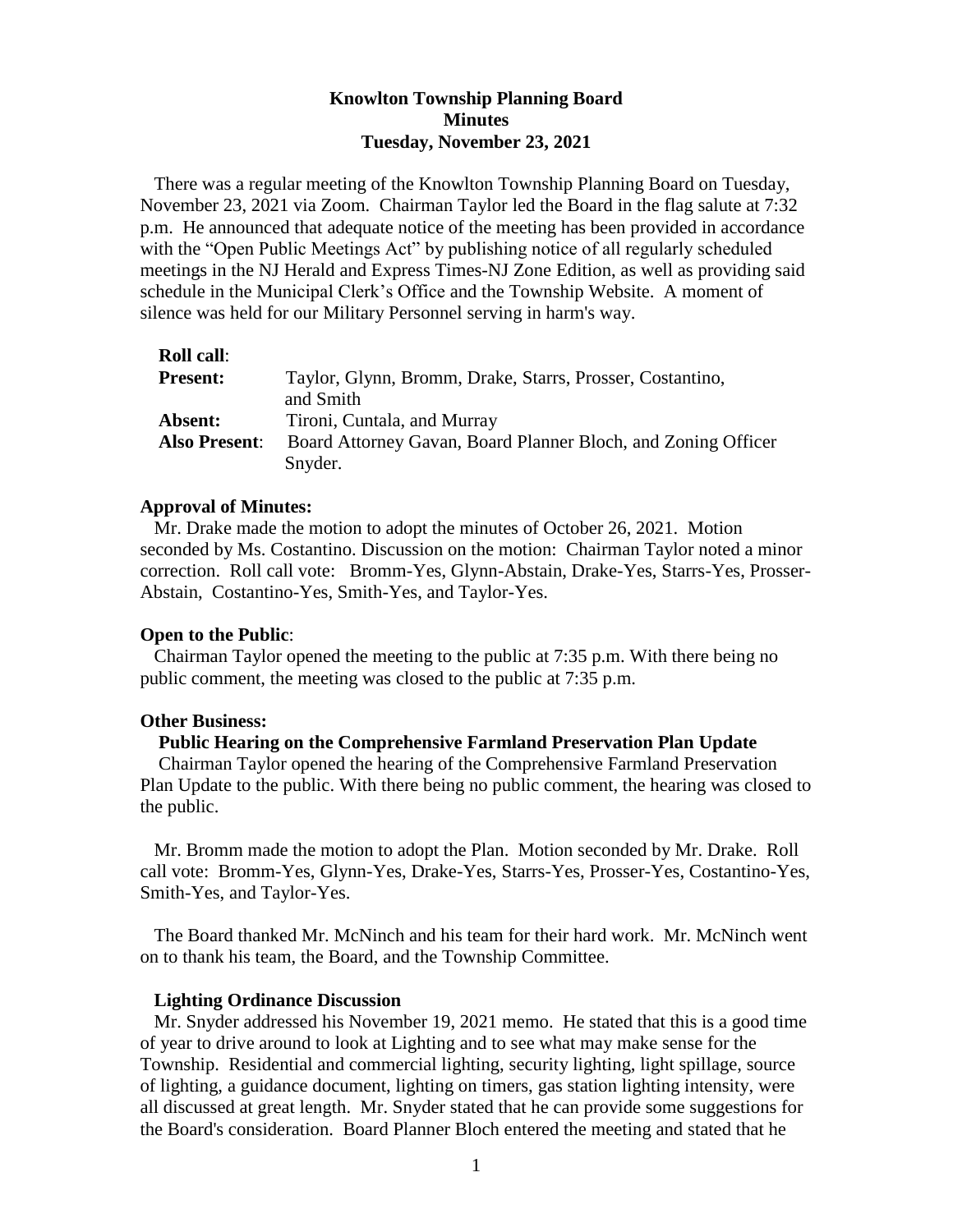# Knowlton Township Planning Board
## Minutes
### Tuesday, November 23, 2021

There was a regular meeting of the Knowlton Township Planning Board on Tuesday, November 23, 2021 via Zoom. Chairman Taylor led the Board in the flag salute at 7:32 p.m. He announced that adequate notice of the meeting has been provided in accordance with the "Open Public Meetings Act" by publishing notice of all regularly scheduled meetings in the NJ Herald and Express Times-NJ Zone Edition, as well as providing said schedule in the Municipal Clerk's Office and the Township Website. A moment of silence was held for our Military Personnel serving in harm's way.

**Roll call**:

| | |
|---|---|
| **Present:** | Taylor, Glynn, Bromm, Drake, Starrs, Prosser, Costantino, and Smith |
| **Absent:** | Tironi, Cuntala, and Murray |
| **Also Present**: | Board Attorney Gavan, Board Planner Bloch, and Zoning Officer Snyder. |

**Approval of Minutes:**

Mr. Drake made the motion to adopt the minutes of October 26, 2021. Motion seconded by Ms. Costantino. Discussion on the motion: Chairman Taylor noted a minor correction. Roll call vote: Bromm-Yes, Glynn-Abstain, Drake-Yes, Starrs-Yes, Prosser-Abstain, Costantino-Yes, Smith-Yes, and Taylor-Yes.

**Open to the Public**:

Chairman Taylor opened the meeting to the public at 7:35 p.m. With there being no public comment, the meeting was closed to the public at 7:35 p.m.

**Other Business:**

**Public Hearing on the Comprehensive Farmland Preservation Plan Update**

Chairman Taylor opened the hearing of the Comprehensive Farmland Preservation Plan Update to the public. With there being no public comment, the hearing was closed to the public.

Mr. Bromm made the motion to adopt the Plan. Motion seconded by Mr. Drake. Roll call vote: Bromm-Yes, Glynn-Yes, Drake-Yes, Starrs-Yes, Prosser-Yes, Costantino-Yes, Smith-Yes, and Taylor-Yes.

The Board thanked Mr. McNinch and his team for their hard work. Mr. McNinch went on to thank his team, the Board, and the Township Committee.

**Lighting Ordinance Discussion**

Mr. Snyder addressed his November 19, 2021 memo. He stated that this is a good time of year to drive around to look at Lighting and to see what may make sense for the Township. Residential and commercial lighting, security lighting, light spillage, source of lighting, a guidance document, lighting on timers, gas station lighting intensity, were all discussed at great length. Mr. Snyder stated that he can provide some suggestions for the Board's consideration. Board Planner Bloch entered the meeting and stated that he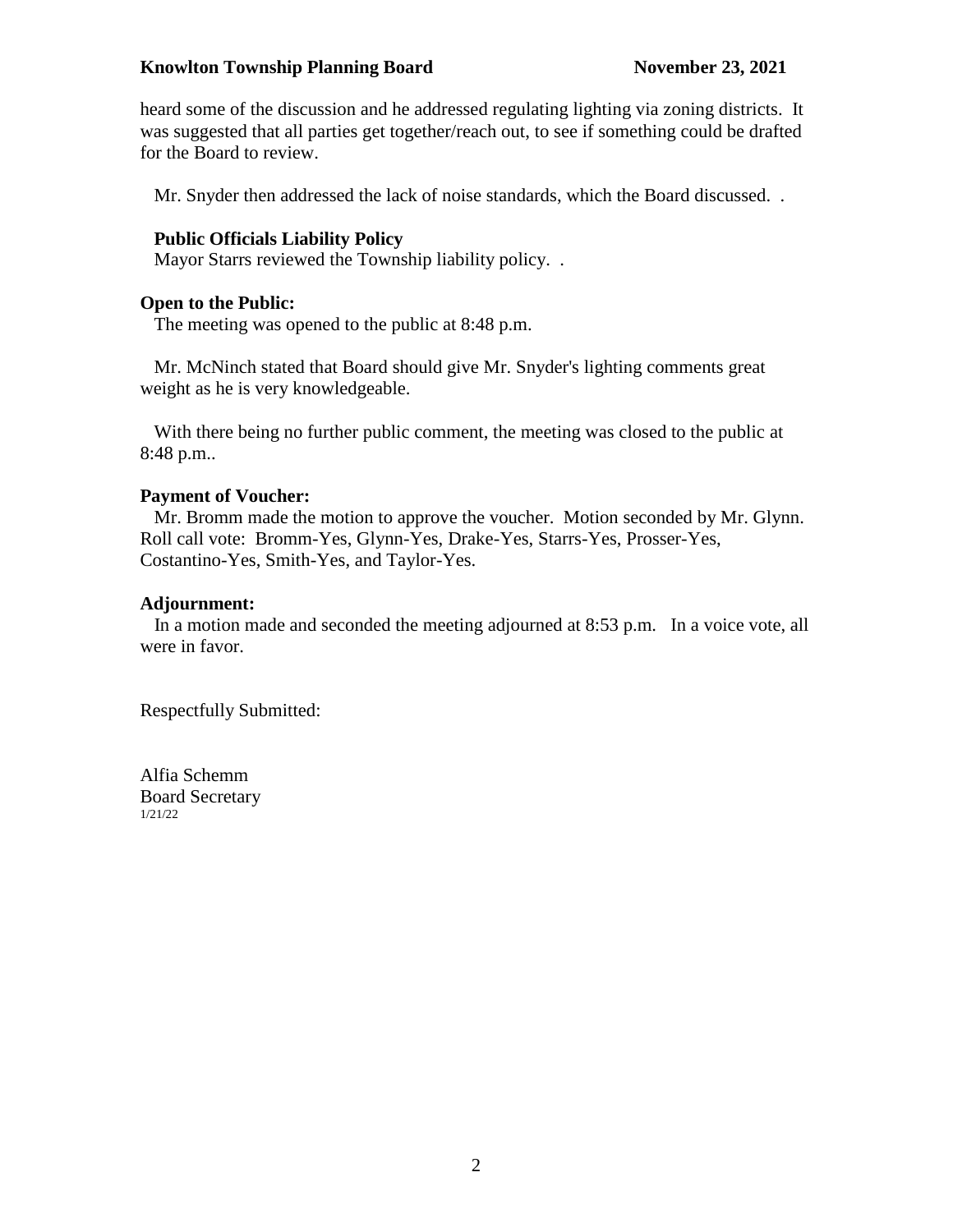heard some of the discussion and he addressed regulating lighting via zoning districts. It was suggested that all parties get together/reach out, to see if something could be drafted for the Board to review.

Mr. Snyder then addressed the lack of noise standards, which the Board discussed. .

**Public Officials Liability Policy**

Mayor Starrs reviewed the Township liability policy. .

**Open to the Public:**

The meeting was opened to the public at 8:48 p.m.

Mr. McNinch stated that Board should give Mr. Snyder's lighting comments great weight as he is very knowledgeable.

With there being no further public comment, the meeting was closed to the public at 8:48 p.m..

**Payment of Voucher:**

Mr. Bromm made the motion to approve the voucher. Motion seconded by Mr. Glynn. Roll call vote: Bromm-Yes, Glynn-Yes, Drake-Yes, Starrs-Yes, Prosser-Yes, Costantino-Yes, Smith-Yes, and Taylor-Yes.

**Adjournment:**

In a motion made and seconded the meeting adjourned at 8:53 p.m. In a voice vote, all were in favor.

Respectfully Submitted:

Alfia Schemm
Board Secretary
1/21/22